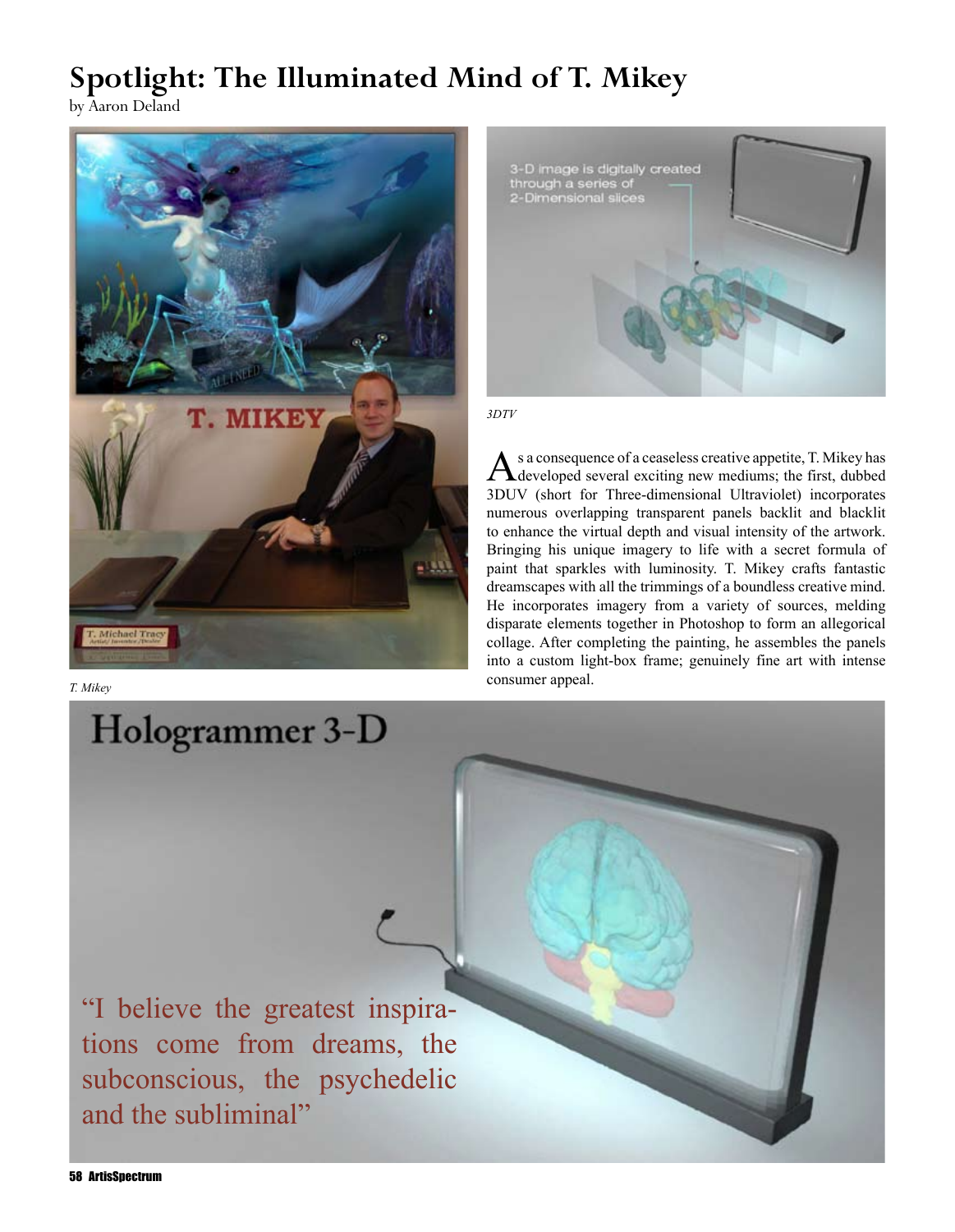# Spotlight: The Illuminated Mind of T. Mikey

by Aaron Deland

*T. Mikey*

*3DTV*

As a consequence of a ceaseless creative appetite, T. Mikey has developed several exciting new mediums; the first, dubbed 3DUV (short for Three-dimensional Ultraviolet) incorporates numerous overlapping transparent panels backlit and blacklit to enhance the virtual depth and visual intensity of the artwork. Bringing his unique imagery to life with a secret formula of paint that sparkles with luminosity. T. Mikey crafts fantastic dreamscapes with all the trimmings of a boundless creative mind. He incorporates imagery from a variety of sources, melding disparate elements together in Photoshop to form an allegorical collage. After completing the painting, he assembles the panels into a custom light-box frame; genuinely fine art with intense consumer appeal.

"I believe the greatest inspirations come from dreams, the subconscious, the psychedelic and the subliminal"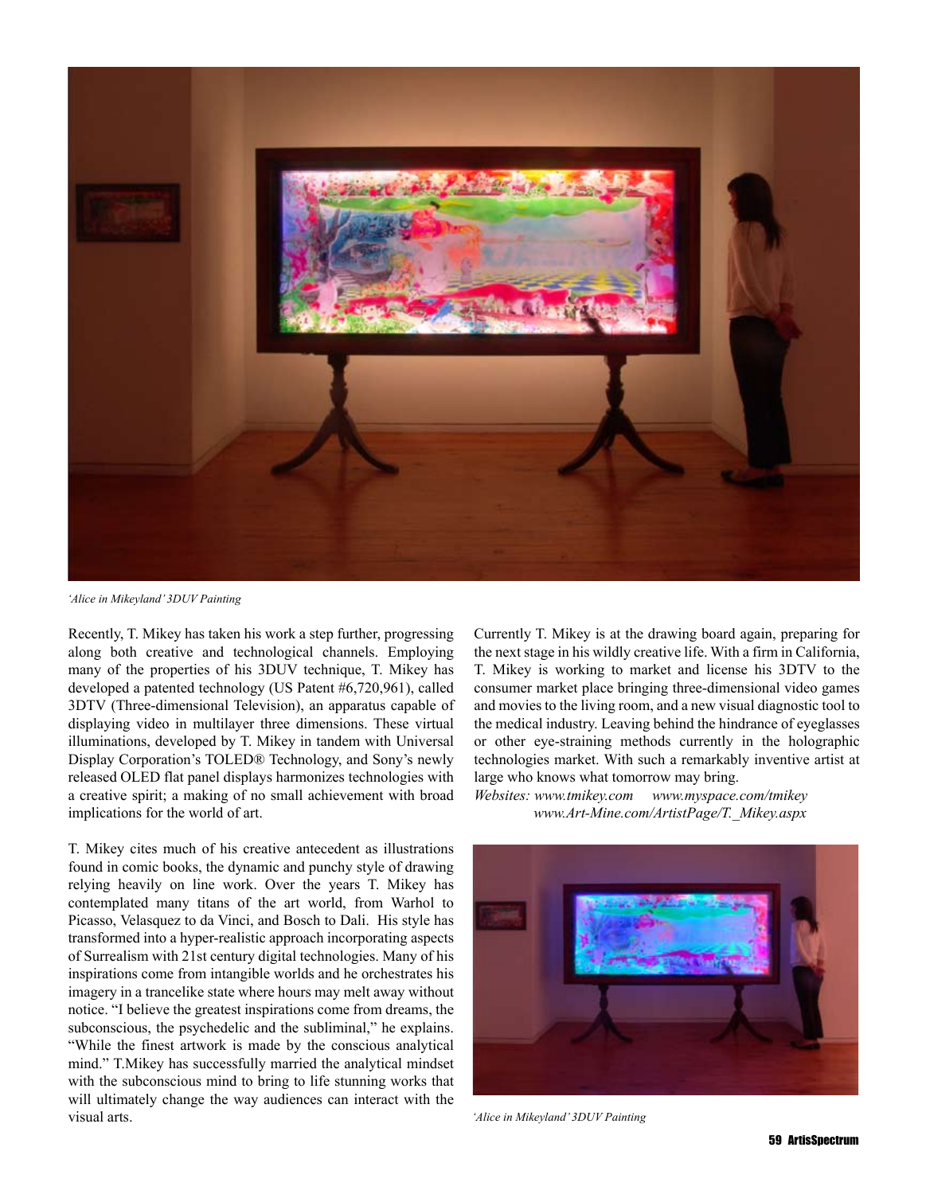*'Alice in Mikeyland' 3DUV Painting*

Recently, T. Mikey has taken his work a step further, progressing along both creative and technological channels. Employing many of the properties of his 3DUV technique, T. Mikey has developed a patented technology (US Patent #6,720,961), called 3DTV (Three-dimensional Television), an apparatus capable of displaying video in multilayer three dimensions. These virtual illuminations, developed by T. Mikey in tandem with Universal Display Corporation's TOLED® Technology, and Sony's newly released OLED flat panel displays harmonizes technologies with a creative spirit; a making of no small achievement with broad implications for the world of art.

T. Mikey cites much of his creative antecedent as illustrations found in comic books, the dynamic and punchy style of drawing relying heavily on line work. Over the years T. Mikey has contemplated many titans of the art world, from Warhol to Picasso, Velasquez to da Vinci, and Bosch to Dali. His style has transformed into a hyper-realistic approach incorporating aspects of Surrealism with 21st century digital technologies. Many of his inspirations come from intangible worlds and he orchestrates his imagery in a trancelike state where hours may melt away without notice. "I believe the greatest inspirations come from dreams, the subconscious, the psychedelic and the subliminal," he explains. "While the finest artwork is made by the conscious analytical mind." T.Mikey has successfully married the analytical mindset with the subconscious mind to bring to life stunning works that will ultimately change the way audiences can interact with the visual arts.

Currently T. Mikey is at the drawing board again, preparing for the next stage in his wildly creative life. With a firm in California, T. Mikey is working to market and license his 3DTV to the consumer market place bringing three-dimensional video games and movies to the living room, and a new visual diagnostic tool to the medical industry. Leaving behind the hindrance of eyeglasses or other eye-straining methods currently in the holographic technologies market. With such a remarkably inventive artist at large who knows what tomorrow may bring.

*Websites: www.tmikey.com www.myspace.com/tmikey www.Art-Mine.com/ArtistPage/T._Mikey.aspx*

*'Alice in Mikeyland' 3DUV Painting*